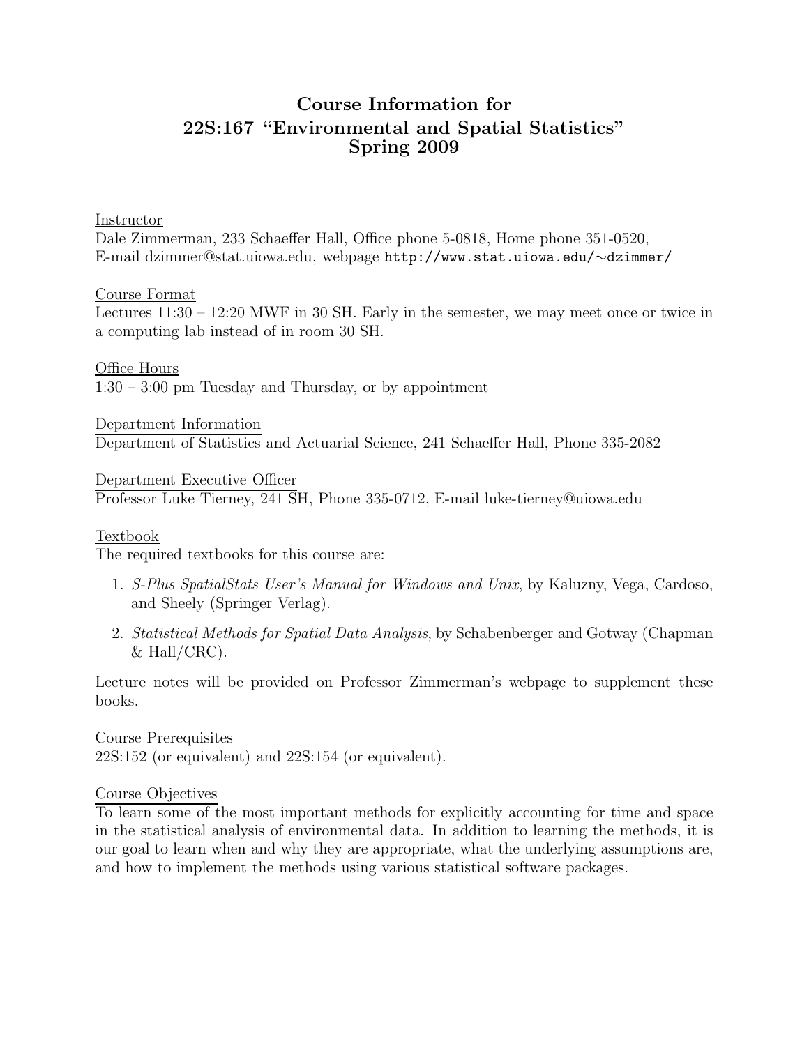# Course Information for 22S:167 "Environmental and Spatial Statistics" Spring 2009

## Instructor

Dale Zimmerman, 233 Schaeffer Hall, Office phone 5-0818, Home phone 351-0520, E-mail dzimmer@stat.uiowa.edu, webpage `http://www.stat.uiowa.edu/~dzimmer/`

## Course Format

Lectures 11:30 – 12:20 MWF in 30 SH. Early in the semester, we may meet once or twice in a computing lab instead of in room 30 SH.

## Office Hours

1:30 – 3:00 pm Tuesday and Thursday, or by appointment

## Department Information

Department of Statistics and Actuarial Science, 241 Schaeffer Hall, Phone 335-2082

## Department Executive Officer

Professor Luke Tierney, 241 SH, Phone 335-0712, E-mail luke-tierney@uiowa.edu

## Textbook

The required textbooks for this course are:

1. *S-Plus SpatialStats User's Manual for Windows and Unix*, by Kaluzny, Vega, Cardoso, and Sheely (Springer Verlag).
2. *Statistical Methods for Spatial Data Analysis*, by Schabenberger and Gotway (Chapman & Hall/CRC).

Lecture notes will be provided on Professor Zimmerman's webpage to supplement these books.

## Course Prerequisites

22S:152 (or equivalent) and 22S:154 (or equivalent).

## Course Objectives

To learn some of the most important methods for explicitly accounting for time and space in the statistical analysis of environmental data. In addition to learning the methods, it is our goal to learn when and why they are appropriate, what the underlying assumptions are, and how to implement the methods using various statistical software packages.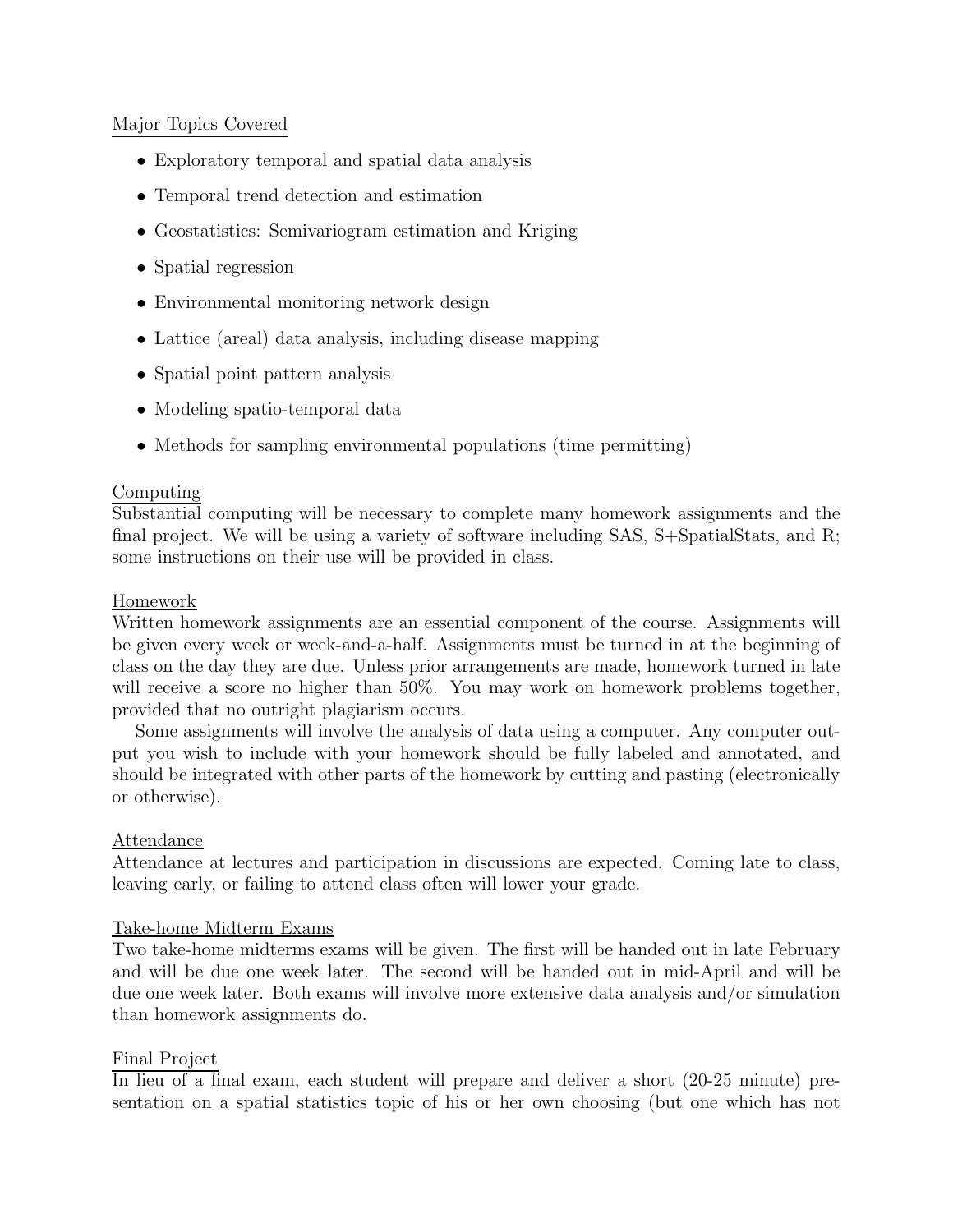## Major Topics Covered

- Exploratory temporal and spatial data analysis
- Temporal trend detection and estimation
- Geostatistics: Semivariogram estimation and Kriging
- Spatial regression
- Environmental monitoring network design
- Lattice (areal) data analysis, including disease mapping
- Spatial point pattern analysis
- Modeling spatio-temporal data
- Methods for sampling environmental populations (time permitting)

## Computing

Substantial computing will be necessary to complete many homework assignments and the final project. We will be using a variety of software including SAS, S+SpatialStats, and R; some instructions on their use will be provided in class.

## Homework

Written homework assignments are an essential component of the course. Assignments will be given every week or week-and-a-half. Assignments must be turned in at the beginning of class on the day they are due. Unless prior arrangements are made, homework turned in late will receive a score no higher than 50%. You may work on homework problems together, provided that no outright plagiarism occurs.

Some assignments will involve the analysis of data using a computer. Any computer output you wish to include with your homework should be fully labeled and annotated, and should be integrated with other parts of the homework by cutting and pasting (electronically or otherwise).

## Attendance

Attendance at lectures and participation in discussions are expected. Coming late to class, leaving early, or failing to attend class often will lower your grade.

## Take-home Midterm Exams

Two take-home midterms exams will be given. The first will be handed out in late February and will be due one week later. The second will be handed out in mid-April and will be due one week later. Both exams will involve more extensive data analysis and/or simulation than homework assignments do.

## Final Project

In lieu of a final exam, each student will prepare and deliver a short (20-25 minute) presentation on a spatial statistics topic of his or her own choosing (but one which has not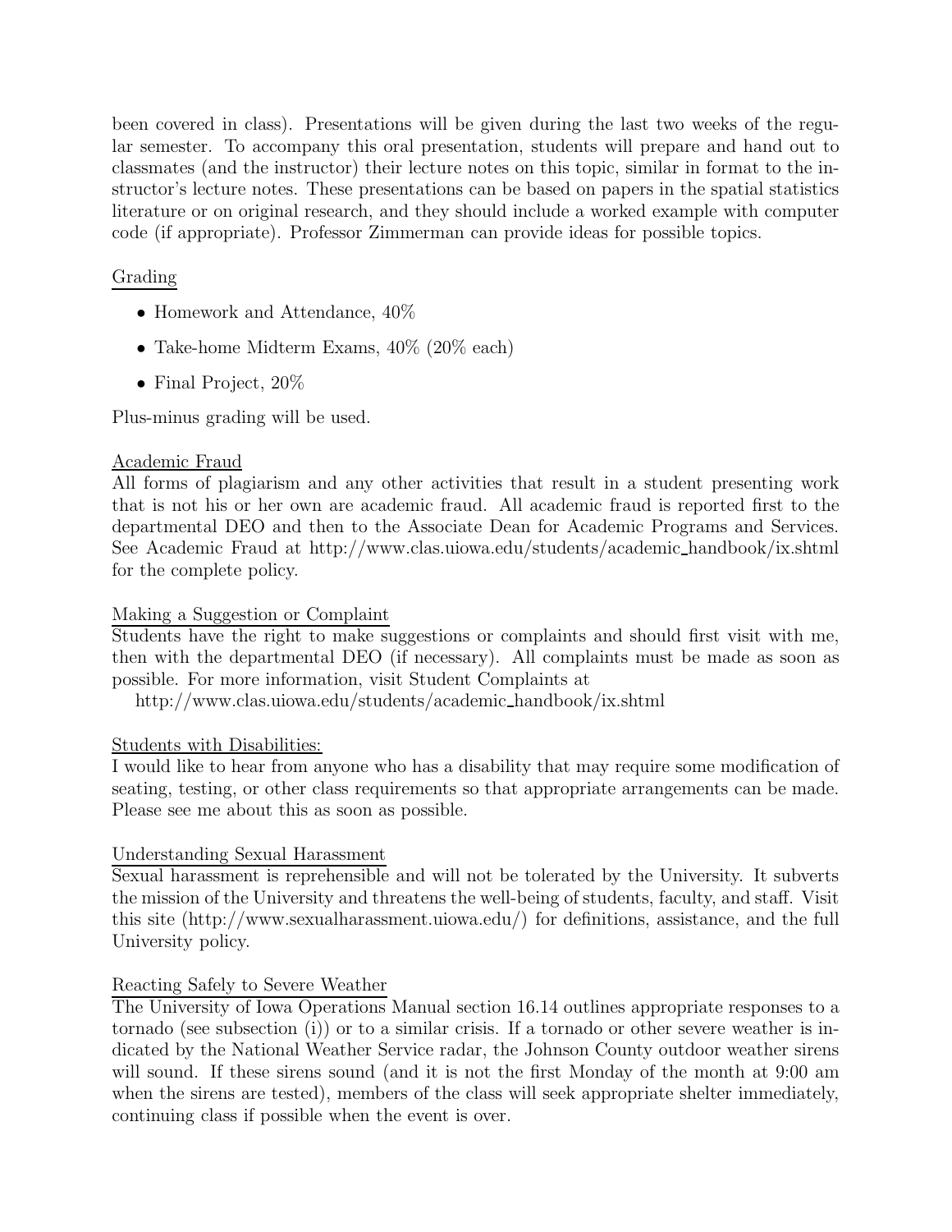been covered in class). Presentations will be given during the last two weeks of the regular semester. To accompany this oral presentation, students will prepare and hand out to classmates (and the instructor) their lecture notes on this topic, similar in format to the instructor's lecture notes. These presentations can be based on papers in the spatial statistics literature or on original research, and they should include a worked example with computer code (if appropriate). Professor Zimmerman can provide ideas for possible topics.

### Grading

- Homework and Attendance, 40%
- Take-home Midterm Exams, 40% (20% each)
- Final Project, 20%

Plus-minus grading will be used.

### Academic Fraud

All forms of plagiarism and any other activities that result in a student presenting work that is not his or her own are academic fraud. All academic fraud is reported first to the departmental DEO and then to the Associate Dean for Academic Programs and Services. See Academic Fraud at http://www.clas.uiowa.edu/students/academic_handbook/ix.shtml for the complete policy.

### Making a Suggestion or Complaint

Students have the right to make suggestions or complaints and should first visit with me, then with the departmental DEO (if necessary). All complaints must be made as soon as possible. For more information, visit Student Complaints at
http://www.clas.uiowa.edu/students/academic_handbook/ix.shtml

### Students with Disabilities:

I would like to hear from anyone who has a disability that may require some modification of seating, testing, or other class requirements so that appropriate arrangements can be made. Please see me about this as soon as possible.

### Understanding Sexual Harassment

Sexual harassment is reprehensible and will not be tolerated by the University. It subverts the mission of the University and threatens the well-being of students, faculty, and staff. Visit this site (http://www.sexualharassment.uiowa.edu/) for definitions, assistance, and the full University policy.

### Reacting Safely to Severe Weather

The University of Iowa Operations Manual section 16.14 outlines appropriate responses to a tornado (see subsection (i)) or to a similar crisis. If a tornado or other severe weather is indicated by the National Weather Service radar, the Johnson County outdoor weather sirens will sound. If these sirens sound (and it is not the first Monday of the month at 9:00 am when the sirens are tested), members of the class will seek appropriate shelter immediately, continuing class if possible when the event is over.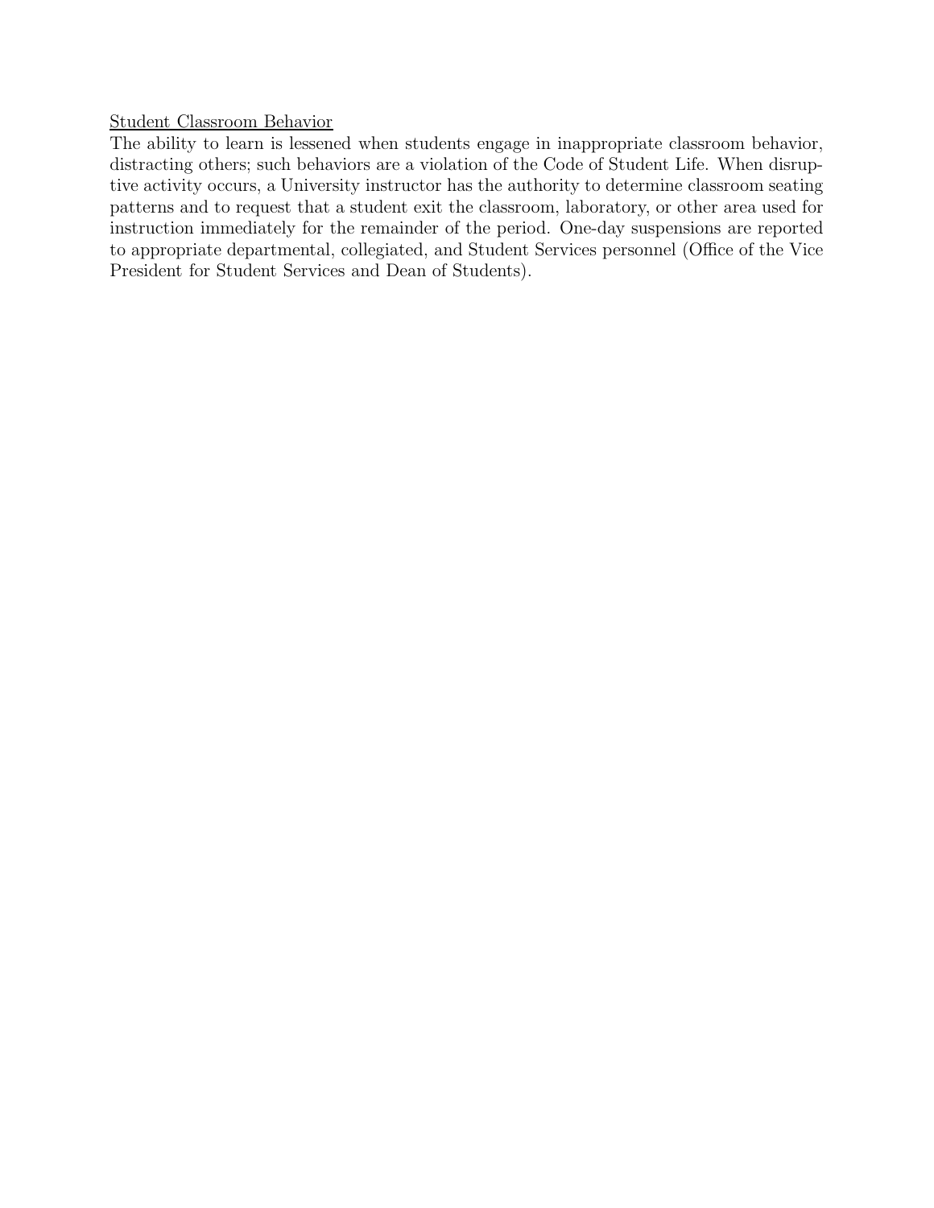Student Classroom Behavior

The ability to learn is lessened when students engage in inappropriate classroom behavior, distracting others; such behaviors are a violation of the Code of Student Life. When disruptive activity occurs, a University instructor has the authority to determine classroom seating patterns and to request that a student exit the classroom, laboratory, or other area used for instruction immediately for the remainder of the period. One-day suspensions are reported to appropriate departmental, collegiated, and Student Services personnel (Office of the Vice President for Student Services and Dean of Students).